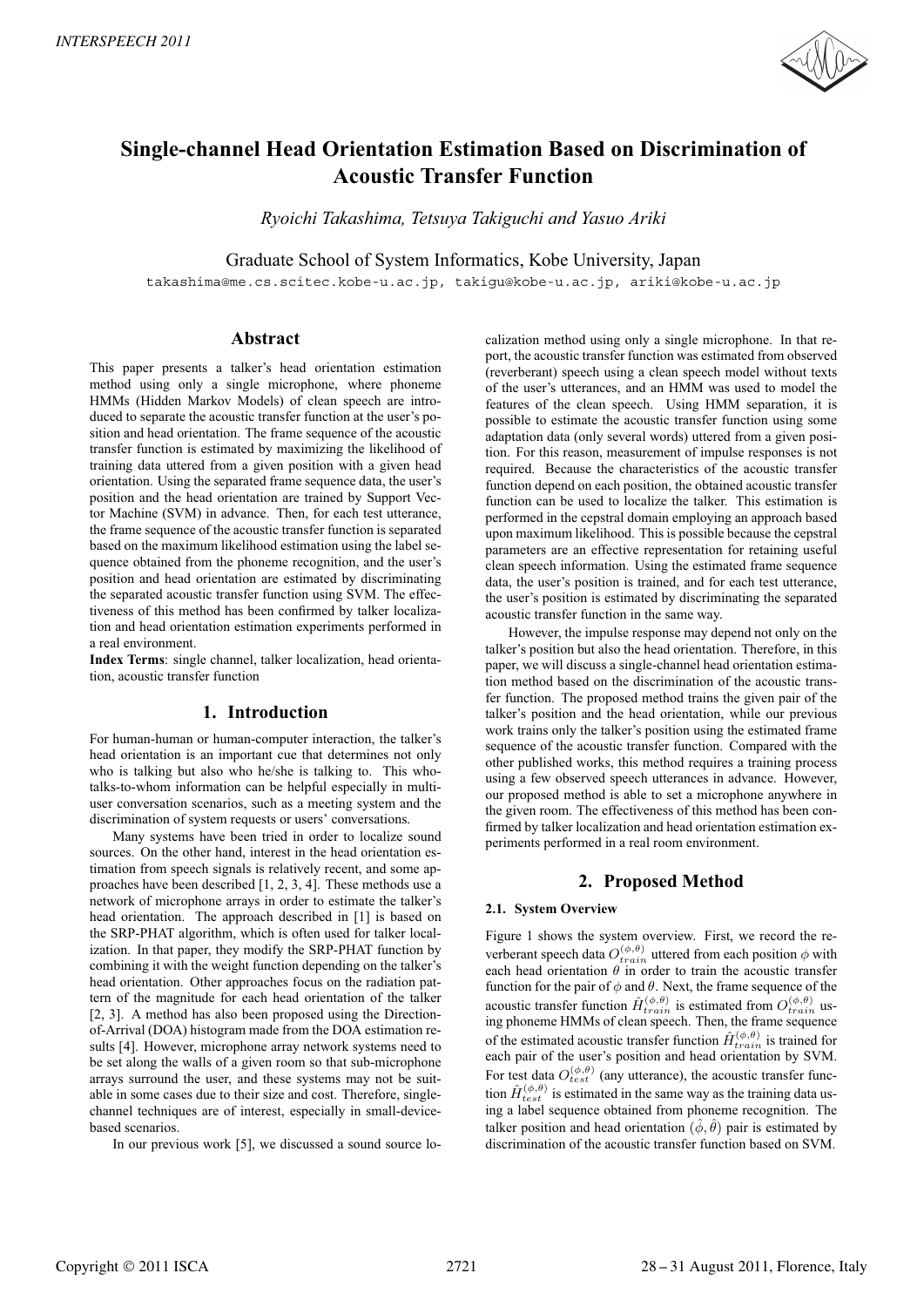# Single-channel Head Orientation Estimation Based on Discrimination of Acoustic Transfer Function

*Ryoichi Takashima, Tetsuya Takiguchi and Yasuo Ariki*

Graduate School of System Informatics, Kobe University, Japan

takashima@me.cs.scitec.kobe-u.ac.jp, takigu@kobe-u.ac.jp, ariki@kobe-u.ac.jp

## Abstract

This paper presents a talker's head orientation estimation method using only a single microphone, where phoneme HMMs (Hidden Markov Models) of clean speech are introduced to separate the acoustic transfer function at the user's position and head orientation. The frame sequence of the acoustic transfer function is estimated by maximizing the likelihood of training data uttered from a given position with a given head orientation. Using the separated frame sequence data, the user's position and the head orientation are trained by Support Vector Machine (SVM) in advance. Then, for each test utterance, the frame sequence of the acoustic transfer function is separated based on the maximum likelihood estimation using the label sequence obtained from the phoneme recognition, and the user's position and head orientation are estimated by discriminating the separated acoustic transfer function using SVM. The effectiveness of this method has been confirmed by talker localization and head orientation estimation experiments performed in a real environment.

**Index Terms**: single channel, talker localization, head orientation, acoustic transfer function

## 1. Introduction

For human-human or human-computer interaction, the talker's head orientation is an important cue that determines not only who is talking but also who he/she is talking to. This who-talks-to-whom information can be helpful especially in multi-user conversation scenarios, such as a meeting system and the discrimination of system requests or users' conversations.

Many systems have been tried in order to localize sound sources. On the other hand, interest in the head orientation estimation from speech signals is relatively recent, and some approaches have been described [1, 2, 3, 4]. These methods use a network of microphone arrays in order to estimate the talker's head orientation. The approach described in [1] is based on the SRP-PHAT algorithm, which is often used for talker localization. In that paper, they modify the SRP-PHAT function by combining it with the weight function depending on the talker's head orientation. Other approaches focus on the radiation pattern of the magnitude for each head orientation of the talker [2, 3]. A method has also been proposed using the Direction-of-Arrival (DOA) histogram made from the DOA estimation results [4]. However, microphone array network systems need to be set along the walls of a given room so that sub-microphone arrays surround the user, and these systems may not be suitable in some cases due to their size and cost. Therefore, single-channel techniques are of interest, especially in small-device-based scenarios.

In our previous work [5], we discussed a sound source localization method using only a single microphone. In that report, the acoustic transfer function was estimated from observed (reverberant) speech using a clean speech model without texts of the user's utterances, and an HMM was used to model the features of the clean speech. Using HMM separation, it is possible to estimate the acoustic transfer function using some adaptation data (only several words) uttered from a given position. For this reason, measurement of impulse responses is not required. Because the characteristics of the acoustic transfer function depend on each position, the obtained acoustic transfer function can be used to localize the talker. This estimation is performed in the cepstral domain employing an approach based upon maximum likelihood. This is possible because the cepstral parameters are an effective representation for retaining useful clean speech information. Using the estimated frame sequence data, the user's position is trained, and for each test utterance, the user's position is estimated by discriminating the separated acoustic transfer function in the same way.

However, the impulse response may depend not only on the talker's position but also the head orientation. Therefore, in this paper, we will discuss a single-channel head orientation estimation method based on the discrimination of the acoustic transfer function. The proposed method trains the given pair of the talker's position and the head orientation, while our previous work trains only the talker's position using the estimated frame sequence of the acoustic transfer function. Compared with the other published works, this method requires a training process using a few observed speech utterances in advance. However, our proposed method is able to set a microphone anywhere in the given room. The effectiveness of this method has been confirmed by talker localization and head orientation estimation experiments performed in a real room environment.

## 2. Proposed Method

### 2.1. System Overview

Figure 1 shows the system overview. First, we record the reverberant speech data $O_{train}^{(\phi,\theta)}$ uttered from each position $\phi$ with each head orientation $\theta$ in order to train the acoustic transfer function for the pair of $\phi$ and $\theta$. Next, the frame sequence of the acoustic transfer function $\hat{H}_{train}^{(\phi,\theta)}$ is estimated from $O_{train}^{(\phi,\theta)}$ using phoneme HMMs of clean speech. Then, the frame sequence of the estimated acoustic transfer function $\hat{H}_{train}^{(\phi,\theta)}$ is trained for each pair of the user's position and head orientation by SVM. For test data $O_{test}^{(\phi,\theta)}$ (any utterance), the acoustic transfer function $\hat{H}_{test}^{(\phi,\theta)}$ is estimated in the same way as the training data using a label sequence obtained from phoneme recognition. The talker position and head orientation $(\hat{\phi},\hat{\theta})$ pair is estimated by discrimination of the acoustic transfer function based on SVM.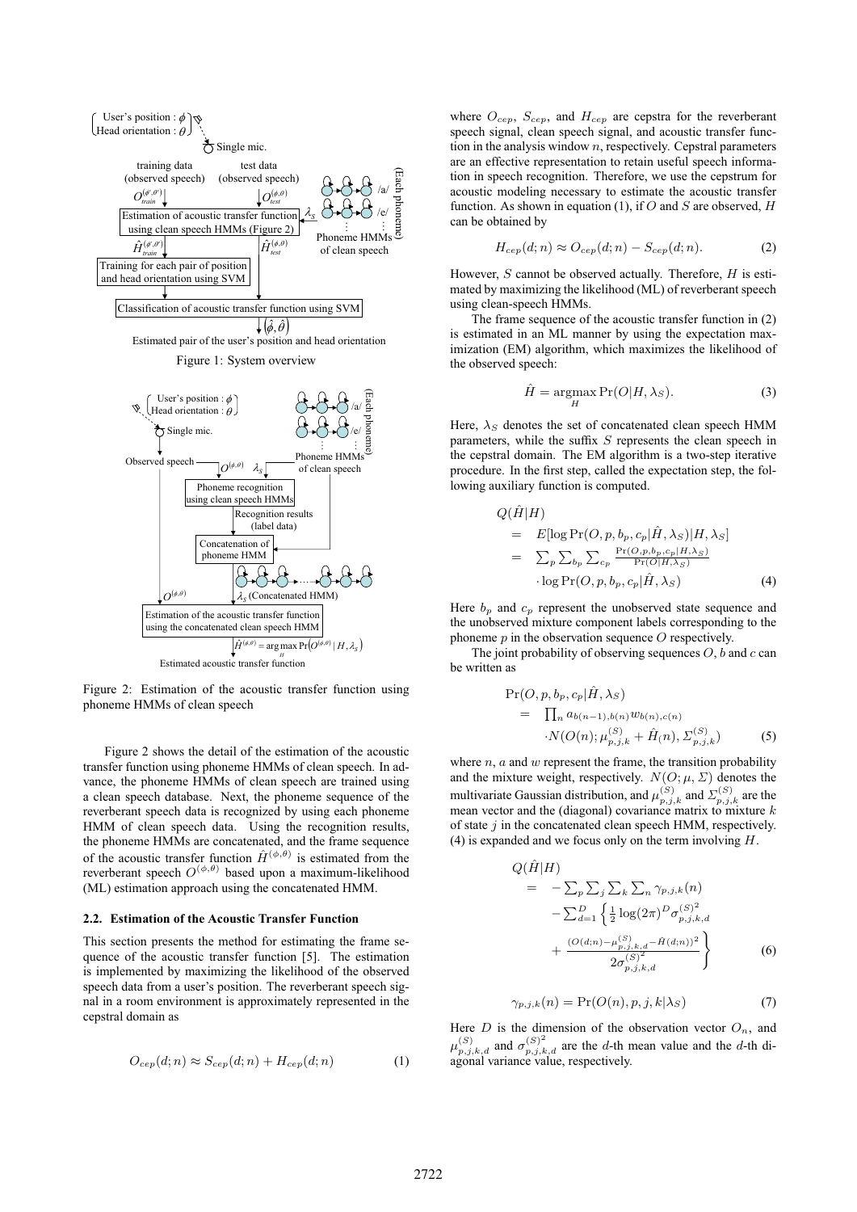Figure 1: System overview

Figure 2: Estimation of the acoustic transfer function using phoneme HMMs of clean speech

Figure 2 shows the detail of the estimation of the acoustic transfer function using phoneme HMMs of clean speech. In advance, the phoneme HMMs of clean speech are trained using a clean speech database. Next, the phoneme sequence of the reverberant speech data is recognized by using each phoneme HMM of clean speech data. Using the recognition results, the phoneme HMMs are concatenated, and the frame sequence of the acoustic transfer function $\hat{H}^{(\phi,\theta)}$ is estimated from the reverberant speech $O^{(\phi,\theta)}$ based upon a maximum-likelihood (ML) estimation approach using the concatenated HMM.

### 2.2. Estimation of the Acoustic Transfer Function

This section presents the method for estimating the frame sequence of the acoustic transfer function [5]. The estimation is implemented by maximizing the likelihood of the observed speech data from a user's position. The reverberant speech signal in a room environment is approximately represented in the cepstral domain as

$$O_{cep}(d;n) \approx S_{cep}(d;n) + H_{cep}(d;n) \tag{1}$$

where $O_{cep}$, $S_{cep}$, and $H_{cep}$ are cepstra for the reverberant speech signal, clean speech signal, and acoustic transfer function in the analysis window $n$, respectively. Cepstral parameters are an effective representation to retain useful speech information in speech recognition. Therefore, we use the cepstrum for acoustic modeling necessary to estimate the acoustic transfer function. As shown in equation (1), if $O$ and $S$ are observed, $H$ can be obtained by

$$H_{cep}(d;n) \approx O_{cep}(d;n) - S_{cep}(d;n). \tag{2}$$

However, $S$ cannot be observed actually. Therefore, $H$ is estimated by maximizing the likelihood (ML) of reverberant speech using clean-speech HMMs.

The frame sequence of the acoustic transfer function in (2) is estimated in an ML manner by using the expectation maximization (EM) algorithm, which maximizes the likelihood of the observed speech:

$$\hat{H} = \underset{H}{\operatorname{argmax}} \Pr(O|H, \lambda_S). \tag{3}$$

Here, $\lambda_S$ denotes the set of concatenated clean speech HMM parameters, while the suffix $S$ represents the clean speech in the cepstral domain. The EM algorithm is a two-step iterative procedure. In the first step, called the expectation step, the following auxiliary function is computed.

$$\begin{aligned} Q(\hat{H}|H) &= E[\log \Pr(O, p, b_p, c_p|\hat{H}, \lambda_S)|H, \lambda_S] \\ &= \sum_p \sum_{b_p} \sum_{c_p} \frac{\Pr(O, p, b_p, c_p|H, \lambda_S)}{\Pr(O|H, \lambda_S)} \\ &\quad \cdot \log \Pr(O, p, b_p, c_p|\hat{H}, \lambda_S) \end{aligned} \tag{4}$$

Here $b_p$ and $c_p$ represent the unobserved state sequence and the unobserved mixture component labels corresponding to the phoneme $p$ in the observation sequence $O$ respectively.

The joint probability of observing sequences $O$, $b$ and $c$ can be written as

$$\begin{aligned} &\Pr(O, p, b_p, c_p|\hat{H}, \lambda_S) \\ &\quad = \prod_n a_{b(n-1), b(n)} w_{b(n), c(n)} \\ &\quad\quad \cdot N(O(n); \mu_{p,j,k}^{(S)} + \hat{H}(n), \Sigma_{p,j,k}^{(S)}) \end{aligned} \tag{5}$$

where $n$, $a$ and $w$ represent the frame, the transition probability and the mixture weight, respectively. $N(O; \mu, \Sigma)$ denotes the multivariate Gaussian distribution, and $\mu_{p,j,k}^{(S)}$ and $\Sigma_{p,j,k}^{(S)}$ are the mean vector and the (diagonal) covariance matrix to mixture $k$ of state $j$ in the concatenated clean speech HMM, respectively. (4) is expanded and we focus only on the term involving $H$.

$$\begin{aligned} Q(\hat{H}|H) &= -\sum_p \sum_j \sum_k \sum_n \gamma_{p,j,k}(n) \\ &\quad -\sum_{d=1}^{D} \left\{ \frac{1}{2} \log(2\pi)^D \sigma_{p,j,k,d}^{(S)^2} \right. \\ &\quad \left. + \frac{(O(d;n) - \mu_{p,j,k,d}^{(S)} - \hat{H}(d;n))^2}{2\sigma_{p,j,k,d}^{(S)^2}} \right\} \end{aligned} \tag{6}$$

$$\gamma_{p,j,k}(n) = \Pr(O(n), p, j, k|\lambda_S) \tag{7}$$

Here $D$ is the dimension of the observation vector $O_n$, and $\mu_{p,j,k,d}^{(S)}$ and $\sigma_{p,j,k,d}^{(S)^2}$ are the $d$-th mean value and the $d$-th diagonal variance value, respectively.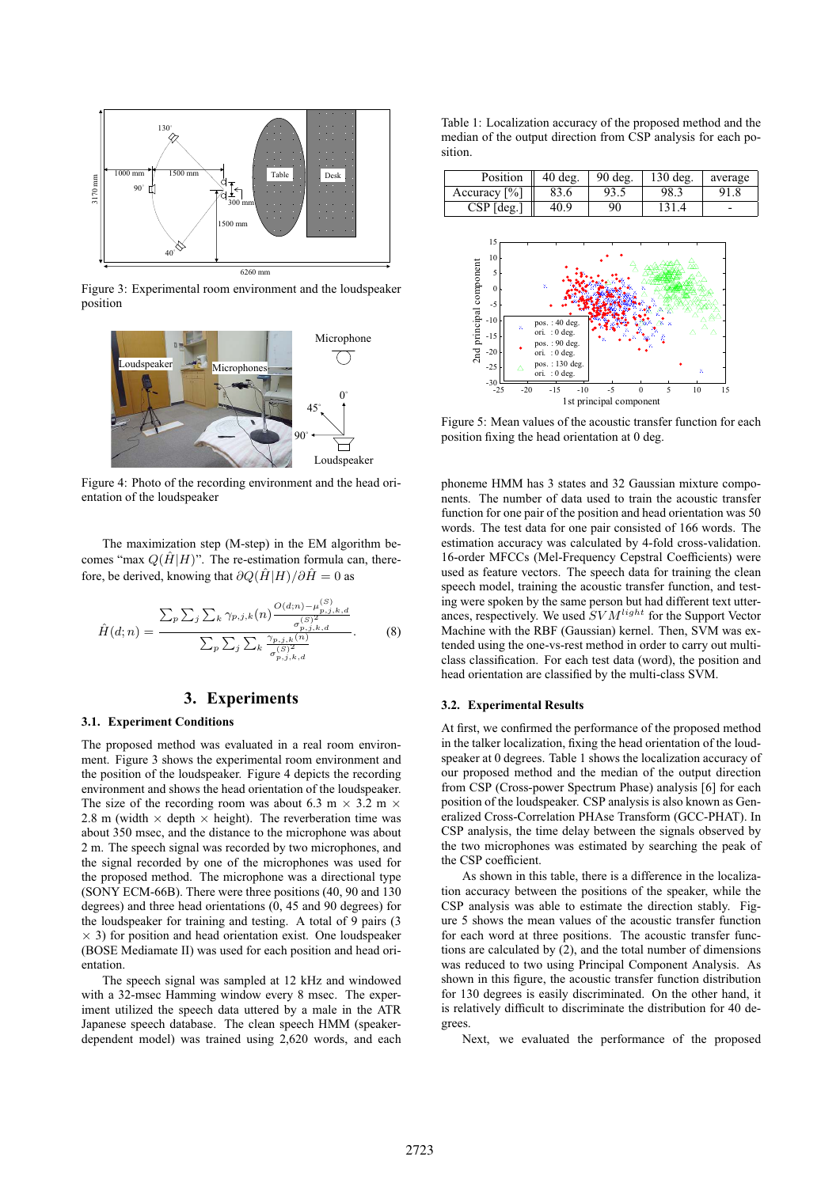Figure 3: Experimental room environment and the loudspeaker position

Figure 4: Photo of the recording environment and the head orientation of the loudspeaker

The maximization step (M-step) in the EM algorithm becomes "max $Q(\hat{H}|H)$". The re-estimation formula can, therefore, be derived, knowing that $\partial Q(\hat{H}|H)/\partial \hat{H} = 0$ as

$$\hat{H}(d;n) = \frac{\sum_p \sum_j \sum_k \gamma_{p,j,k}(n) \frac{O(d;n) - \mu^{(S)}_{p,j,k,d}}{\sigma^{(S)2}_{p,j,k,d}}}{\sum_p \sum_j \sum_k \frac{\gamma_{p,j,k}(n)}{\sigma^{(S)2}_{p,j,k,d}}}. \quad (8)$$

## 3. Experiments

### 3.1. Experiment Conditions

The proposed method was evaluated in a real room environment. Figure 3 shows the experimental room environment and the position of the loudspeaker. Figure 4 depicts the recording environment and shows the head orientation of the loudspeaker. The size of the recording room was about 6.3 m × 3.2 m × 2.8 m (width × depth × height). The reverberation time was about 350 msec, and the distance to the microphone was about 2 m. The speech signal was recorded by two microphones, and the signal recorded by one of the microphones was used for the proposed method. The microphone was a directional type (SONY ECM-66B). There were three positions (40, 90 and 130 degrees) and three head orientations (0, 45 and 90 degrees) for the loudspeaker for training and testing. A total of 9 pairs (3 × 3) for position and head orientation exist. One loudspeaker (BOSE Mediamate II) was used for each position and head orientation.

The speech signal was sampled at 12 kHz and windowed with a 32-msec Hamming window every 8 msec. The experiment utilized the speech data uttered by a male in the ATR Japanese speech database. The clean speech HMM (speaker-dependent model) was trained using 2,620 words, and each phoneme HMM has 3 states and 32 Gaussian mixture components. The number of data used to train the acoustic transfer function for one pair of the position and head orientation was 50 words. The test data for one pair consisted of 166 words. The estimation accuracy was calculated by 4-fold cross-validation. 16-order MFCCs (Mel-Frequency Cepstral Coefficients) were used as feature vectors. The speech data for training the clean speech model, training the acoustic transfer function, and testing were spoken by the same person but had different text utterances, respectively. We used $SVM^{light}$ for the Support Vector Machine with the RBF (Gaussian) kernel. Then, SVM was extended using the one-vs-rest method in order to carry out multi-class classification. For each test data (word), the position and head orientation are classified by the multi-class SVM.

Table 1: Localization accuracy of the proposed method and the median of the output direction from CSP analysis for each position.

| Position | 40 deg. | 90 deg. | 130 deg. | average |
|---|---|---|---|---|
| Accuracy [%] | 83.6 | 93.5 | 98.3 | 91.8 |
| CSP [deg.] | 40.9 | 90 | 131.4 | - |

Figure 5: Mean values of the acoustic transfer function for each position fixing the head orientation at 0 deg.

### 3.2. Experimental Results

At first, we confirmed the performance of the proposed method in the talker localization, fixing the head orientation of the loudspeaker at 0 degrees. Table 1 shows the localization accuracy of our proposed method and the median of the output direction from CSP (Cross-power Spectrum Phase) analysis [6] for each position of the loudspeaker. CSP analysis is also known as Generalized Cross-Correlation PHAse Transform (GCC-PHAT). In CSP analysis, the time delay between the signals observed by the two microphones was estimated by searching the peak of the CSP coefficient.

As shown in this table, there is a difference in the localization accuracy between the positions of the speaker, while the CSP analysis was able to estimate the direction stably. Figure 5 shows the mean values of the acoustic transfer function for each word at three positions. The acoustic transfer functions are calculated by (2), and the total number of dimensions was reduced to two using Principal Component Analysis. As shown in this figure, the acoustic transfer function distribution for 130 degrees is easily discriminated. On the other hand, it is relatively difficult to discriminate the distribution for 40 degrees.

Next, we evaluated the performance of the proposed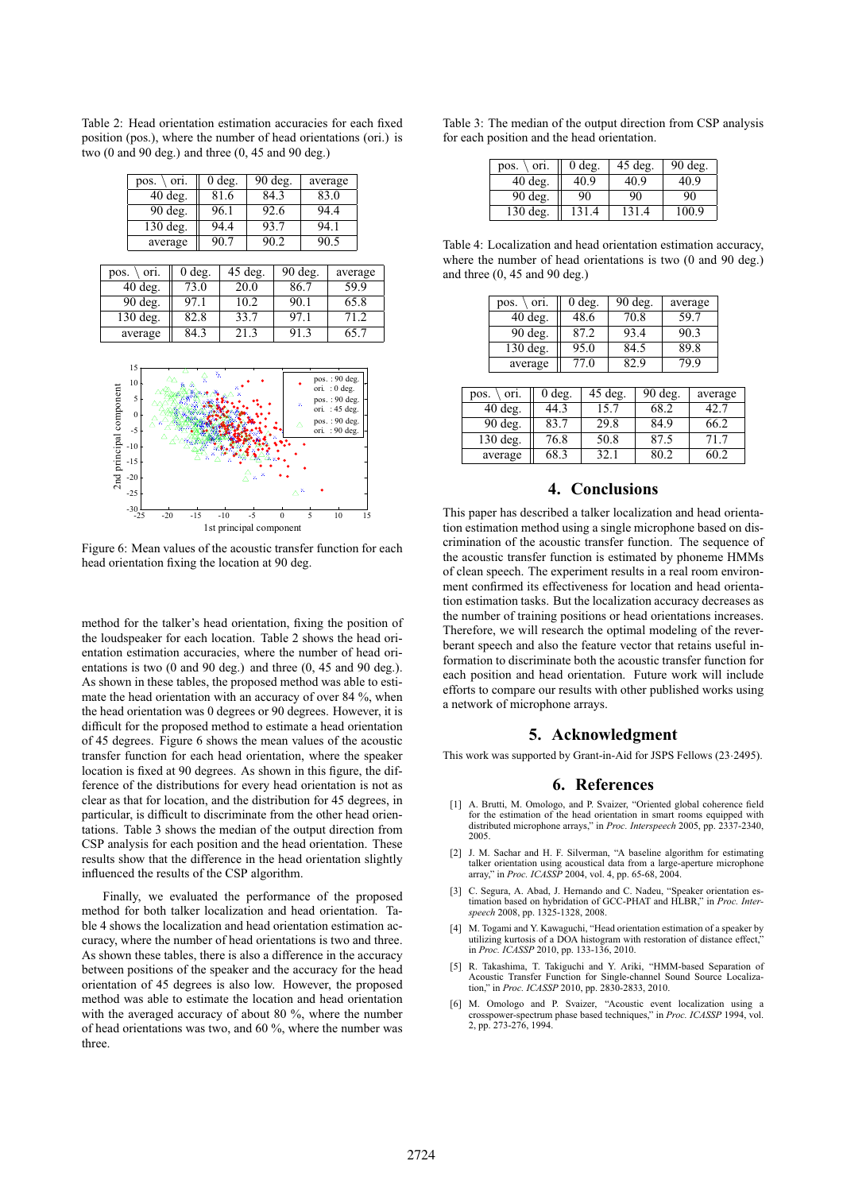Table 2: Head orientation estimation accuracies for each fixed position (pos.), where the number of head orientations (ori.) is two (0 and 90 deg.) and three (0, 45 and 90 deg.)

| pos. \ ori. | 0 deg. | 90 deg. | average |
|---|---|---|---|
| 40 deg. | 81.6 | 84.3 | 83.0 |
| 90 deg. | 96.1 | 92.6 | 94.4 |
| 130 deg. | 94.4 | 93.7 | 94.1 |
| average | 90.7 | 90.2 | 90.5 |

| pos. \ ori. | 0 deg. | 45 deg. | 90 deg. | average |
|---|---|---|---|---|
| 40 deg. | 73.0 | 20.0 | 86.7 | 59.9 |
| 90 deg. | 97.1 | 10.2 | 90.1 | 65.8 |
| 130 deg. | 82.8 | 33.7 | 97.1 | 71.2 |
| average | 84.3 | 21.3 | 91.3 | 65.7 |

2nd principal component
1st principal component
pos. : 90 deg. ori. : 0 deg.
pos. : 90 deg. ori. : 45 deg.
pos. : 90 deg. ori. : 90 deg.
15
10
5
0
-5
-10
-15
-20
-25
-30
-25 -20 -15 -10 -5 0 5 10 15

Figure 6: Mean values of the acoustic transfer function for each head orientation fixing the location at 90 deg.

method for the talker's head orientation, fixing the position of the loudspeaker for each location. Table 2 shows the head orientation estimation accuracies, where the number of head orientations is two (0 and 90 deg.) and three (0, 45 and 90 deg.). As shown in these tables, the proposed method was able to estimate the head orientation with an accuracy of over 84 %, when the head orientation was 0 degrees or 90 degrees. However, it is difficult for the proposed method to estimate a head orientation of 45 degrees. Figure 6 shows the mean values of the acoustic transfer function for each head orientation, where the speaker location is fixed at 90 degrees. As shown in this figure, the difference of the distributions for every head orientation is not as clear as that for location, and the distribution for 45 degrees, in particular, is difficult to discriminate from the other head orientations. Table 3 shows the median of the output direction from CSP analysis for each position and the head orientation. These results show that the difference in the head orientation slightly influenced the results of the CSP algorithm.

Finally, we evaluated the performance of the proposed method for both talker localization and head orientation. Table 4 shows the localization and head orientation estimation accuracy, where the number of head orientations is two and three. As shown these tables, there is also a difference in the accuracy between positions of the speaker and the accuracy for the head orientation of 45 degrees is also low. However, the proposed method was able to estimate the location and head orientation with the averaged accuracy of about 80 %, where the number of head orientations was two, and 60 %, where the number was three.

Table 3: The median of the output direction from CSP analysis for each position and the head orientation.

| pos. \ ori. | 0 deg. | 45 deg. | 90 deg. |
|---|---|---|---|
| 40 deg. | 40.9 | 40.9 | 40.9 |
| 90 deg. | 90 | 90 | 90 |
| 130 deg. | 131.4 | 131.4 | 100.9 |

Table 4: Localization and head orientation estimation accuracy, where the number of head orientations is two (0 and 90 deg.) and three (0, 45 and 90 deg.)

| pos. \ ori. | 0 deg. | 90 deg. | average |
|---|---|---|---|
| 40 deg. | 48.6 | 70.8 | 59.7 |
| 90 deg. | 87.2 | 93.4 | 90.3 |
| 130 deg. | 95.0 | 84.5 | 89.8 |
| average | 77.0 | 82.9 | 79.9 |

| pos. \ ori. | 0 deg. | 45 deg. | 90 deg. | average |
|---|---|---|---|---|
| 40 deg. | 44.3 | 15.7 | 68.2 | 42.7 |
| 90 deg. | 83.7 | 29.8 | 84.9 | 66.2 |
| 130 deg. | 76.8 | 50.8 | 87.5 | 71.7 |
| average | 68.3 | 32.1 | 80.2 | 60.2 |

## 4. Conclusions

This paper has described a talker localization and head orientation estimation method using a single microphone based on discrimination of the acoustic transfer function. The sequence of the acoustic transfer function is estimated by phoneme HMMs of clean speech. The experiment results in a real room environment confirmed its effectiveness for location and head orientation estimation tasks. But the localization accuracy decreases as the number of training positions or head orientations increases. Therefore, we will research the optimal modeling of the reverberant speech and also the feature vector that retains useful information to discriminate both the acoustic transfer function for each position and head orientation. Future work will include efforts to compare our results with other published works using a network of microphone arrays.

## 5. Acknowledgment

This work was supported by Grant-in-Aid for JSPS Fellows (23·2495).

## 6. References

[1] A. Brutti, M. Omologo, and P. Svaizer, "Oriented global coherence field for the estimation of the head orientation in smart rooms equipped with distributed microphone arrays," in *Proc. Interspeech* 2005, pp. 2337-2340, 2005.

[2] J. M. Sachar and H. F. Silverman, "A baseline algorithm for estimating talker orientation using acoustical data from a large-aperture microphone array," in *Proc. ICASSP* 2004, vol. 4, pp. 65-68, 2004.

[3] C. Segura, A. Abad, J. Hernando and C. Nadeu, "Speaker orientation estimation based on hybridation of GCC-PHAT and HLBR," in *Proc. Interspeech* 2008, pp. 1325-1328, 2008.

[4] M. Togami and Y. Kawaguchi, "Head orientation estimation of a speaker by utilizing kurtosis of a DOA histogram with restoration of distance effect," in *Proc. ICASSP* 2010, pp. 133-136, 2010.

[5] R. Takashima, T. Takiguchi and Y. Ariki, "HMM-based Separation of Acoustic Transfer Function for Single-channel Sound Source Localization," in *Proc. ICASSP* 2010, pp. 2830-2833, 2010.

[6] M. Omologo and P. Svaizer, "Acoustic event localization using a crosspower-spectrum phase based techniques," in *Proc. ICASSP* 1994, vol. 2, pp. 273-276, 1994.